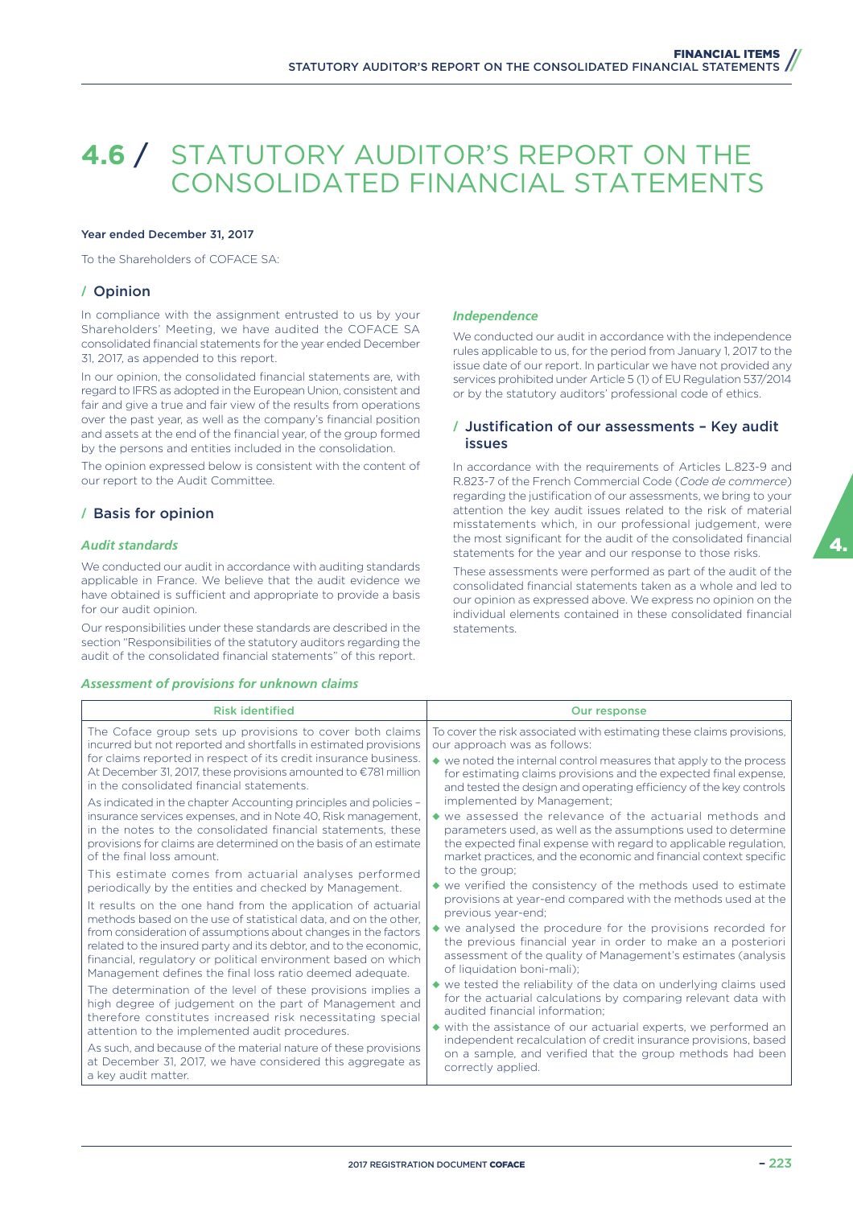# 4.6 / STATUTORY AUDITOR'S REPORT ON THE CONSOLIDATED FINANCIAL STATEMENTS

**Year ended December 31, 2017**

To the Shareholders of COFACE SA:

## / Opinion

In compliance with the assignment entrusted to us by your Shareholders' Meeting, we have audited the COFACE SA consolidated financial statements for the year ended December 31, 2017, as appended to this report.

In our opinion, the consolidated financial statements are, with regard to IFRS as adopted in the European Union, consistent and fair and give a true and fair view of the results from operations over the past year, as well as the company's financial position and assets at the end of the financial year, of the group formed by the persons and entities included in the consolidation.

The opinion expressed below is consistent with the content of our report to the Audit Committee.

## / Basis for opinion

### *Audit standards*

We conducted our audit in accordance with auditing standards applicable in France. We believe that the audit evidence we have obtained is sufficient and appropriate to provide a basis for our audit opinion.

Our responsibilities under these standards are described in the section "Responsibilities of the statutory auditors regarding the audit of the consolidated financial statements" of this report.

### *Independence*

We conducted our audit in accordance with the independence rules applicable to us, for the period from January 1, 2017 to the issue date of our report. In particular we have not provided any services prohibited under Article 5 (1) of EU Regulation 537/2014 or by the statutory auditors' professional code of ethics.

## / Justification of our assessments – Key audit issues

In accordance with the requirements of Articles L.823-9 and R.823-7 of the French Commercial Code (*Code de commerce*) regarding the justification of our assessments, we bring to your attention the key audit issues related to the risk of material misstatements which, in our professional judgement, were the most significant for the audit of the consolidated financial statements for the year and our response to those risks.

These assessments were performed as part of the audit of the consolidated financial statements taken as a whole and led to our opinion as expressed above. We express no opinion on the individual elements contained in these consolidated financial statements.

### *Assessment of provisions for unknown claims*

| Risk identified | Our response |
| --- | --- |
| The Coface group sets up provisions to cover both claims incurred but not reported and shortfalls in estimated provisions for claims reported in respect of its credit insurance business. At December 31, 2017, these provisions amounted to €781 million in the consolidated financial statements.<br><br>As indicated in the chapter Accounting principles and policies – insurance services expenses, and in Note 40, Risk management, in the notes to the consolidated financial statements, these provisions for claims are determined on the basis of an estimate of the final loss amount.<br><br>This estimate comes from actuarial analyses performed periodically by the entities and checked by Management.<br><br>It results on the one hand from the application of actuarial methods based on the use of statistical data, and on the other, from consideration of assumptions about changes in the factors related to the insured party and its debtor, and to the economic, financial, regulatory or political environment based on which Management defines the final loss ratio deemed adequate.<br><br>The determination of the level of these provisions implies a high degree of judgement on the part of Management and therefore constitutes increased risk necessitating special attention to the implemented audit procedures.<br><br>As such, and because of the material nature of these provisions at December 31, 2017, we have considered this aggregate as a key audit matter. | To cover the risk associated with estimating these claims provisions, our approach was as follows:<br><br>◆ we noted the internal control measures that apply to the process for estimating claims provisions and the expected final expense, and tested the design and operating efficiency of the key controls implemented by Management;<br>◆ we assessed the relevance of the actuarial methods and parameters used, as well as the assumptions used to determine the expected final expense with regard to applicable regulation, market practices, and the economic and financial context specific to the group;<br>◆ we verified the consistency of the methods used to estimate provisions at year-end compared with the methods used at the previous year-end;<br>◆ we analysed the procedure for the provisions recorded for the previous financial year in order to make an a posteriori assessment of the quality of Management's estimates (analysis of liquidation boni-mali);<br>◆ we tested the reliability of the data on underlying claims used for the actuarial calculations by comparing relevant data with audited financial information;<br>◆ with the assistance of our actuarial experts, we performed an independent recalculation of credit insurance provisions, based on a sample, and verified that the group methods had been correctly applied. |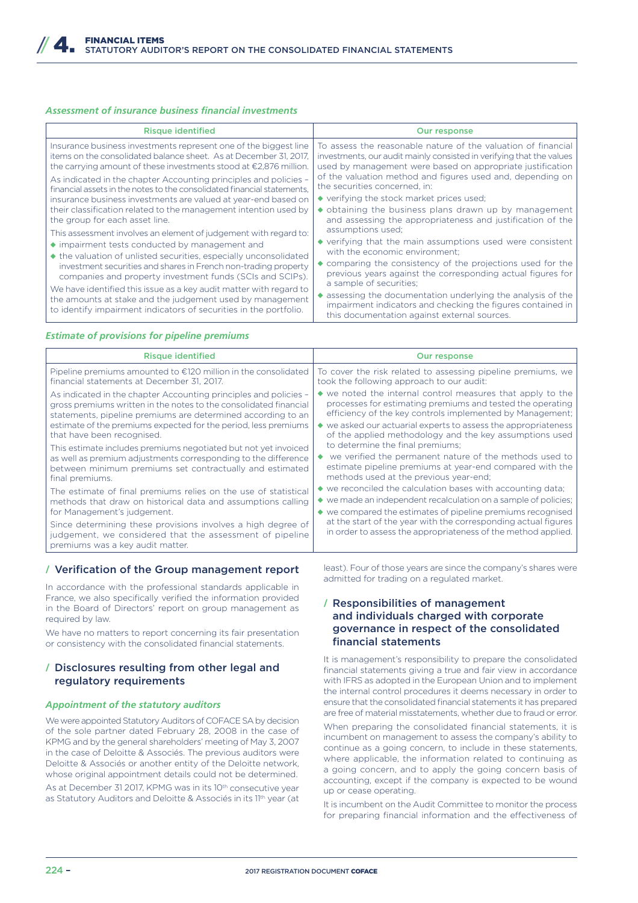### *Assessment of insurance business financial investments*

| Risque identified | Our response |
|---|---|
| Insurance business investments represent one of the biggest line items on the consolidated balance sheet. As at December 31, 2017, the carrying amount of these investments stood at €2,876 million.<br><br>As indicated in the chapter Accounting principles and policies – financial assets in the notes to the consolidated financial statements, insurance business investments are valued at year-end based on their classification related to the management intention used by the group for each asset line.<br><br>This assessment involves an element of judgement with regard to:<br>◆ impairment tests conducted by management and<br>◆ the valuation of unlisted securities, especially unconsolidated investment securities and shares in French non-trading property companies and property investment funds (SCIs and SCIPs).<br><br>We have identified this issue as a key audit matter with regard to the amounts at stake and the judgement used by management to identify impairment indicators of securities in the portfolio. | To assess the reasonable nature of the valuation of financial investments, our audit mainly consisted in verifying that the values used by management were based on appropriate justification of the valuation method and figures used and, depending on the securities concerned, in:<br>◆ verifying the stock market prices used;<br>◆ obtaining the business plans drawn up by management and assessing the appropriateness and justification of the assumptions used;<br>◆ verifying that the main assumptions used were consistent with the economic environment;<br>◆ comparing the consistency of the projections used for the previous years against the corresponding actual figures for a sample of securities;<br>◆ assessing the documentation underlying the analysis of the impairment indicators and checking the figures contained in this documentation against external sources. |

### *Estimate of provisions for pipeline premiums*

| Risque identified | Our response |
|---|---|
| Pipeline premiums amounted to €120 million in the consolidated financial statements at December 31, 2017.<br><br>As indicated in the chapter Accounting principles and policies – gross premiums written in the notes to the consolidated financial statements, pipeline premiums are determined according to an estimate of the premiums expected for the period, less premiums that have been recognised.<br><br>This estimate includes premiums negotiated but not yet invoiced as well as premium adjustments corresponding to the difference between minimum premiums set contractually and estimated final premiums.<br><br>The estimate of final premiums relies on the use of statistical methods that draw on historical data and assumptions calling for Management's judgement.<br><br>Since determining these provisions involves a high degree of judgement, we considered that the assessment of pipeline premiums was a key audit matter. | To cover the risk related to assessing pipeline premiums, we took the following approach to our audit:<br>◆ we noted the internal control measures that apply to the processes for estimating premiums and tested the operating efficiency of the key controls implemented by Management;<br>◆ we asked our actuarial experts to assess the appropriateness of the applied methodology and the key assumptions used to determine the final premiums;<br>◆ we verified the permanent nature of the methods used to estimate pipeline premiums at year-end compared with the methods used at the previous year-end;<br>◆ we reconciled the calculation bases with accounting data;<br>◆ we made an independent recalculation on a sample of policies;<br>◆ we compared the estimates of pipeline premiums recognised at the start of the year with the corresponding actual figures in order to assess the appropriateness of the method applied. |

## / Verification of the Group management report

In accordance with the professional standards applicable in France, we also specifically verified the information provided in the Board of Directors' report on group management as required by law.

We have no matters to report concerning its fair presentation or consistency with the consolidated financial statements.

## / Disclosures resulting from other legal and regulatory requirements

### *Appointment of the statutory auditors*

We were appointed Statutory Auditors of COFACE SA by decision of the sole partner dated February 28, 2008 in the case of KPMG and by the general shareholders' meeting of May 3, 2007 in the case of Deloitte & Associés. The previous auditors were Deloitte & Associés or another entity of the Deloitte network, whose original appointment details could not be determined.

As at December 31 2017, KPMG was in its 10th consecutive year as Statutory Auditors and Deloitte & Associés in its 11th year (at least). Four of those years are since the company's shares were admitted for trading on a regulated market.

## / Responsibilities of management and individuals charged with corporate governance in respect of the consolidated financial statements

It is management's responsibility to prepare the consolidated financial statements giving a true and fair view in accordance with IFRS as adopted in the European Union and to implement the internal control procedures it deems necessary in order to ensure that the consolidated financial statements it has prepared are free of material misstatements, whether due to fraud or error.

When preparing the consolidated financial statements, it is incumbent on management to assess the company's ability to continue as a going concern, to include in these statements, where applicable, the information related to continuing as a going concern, and to apply the going concern basis of accounting, except if the company is expected to be wound up or cease operating.

It is incumbent on the Audit Committee to monitor the process for preparing financial information and the effectiveness of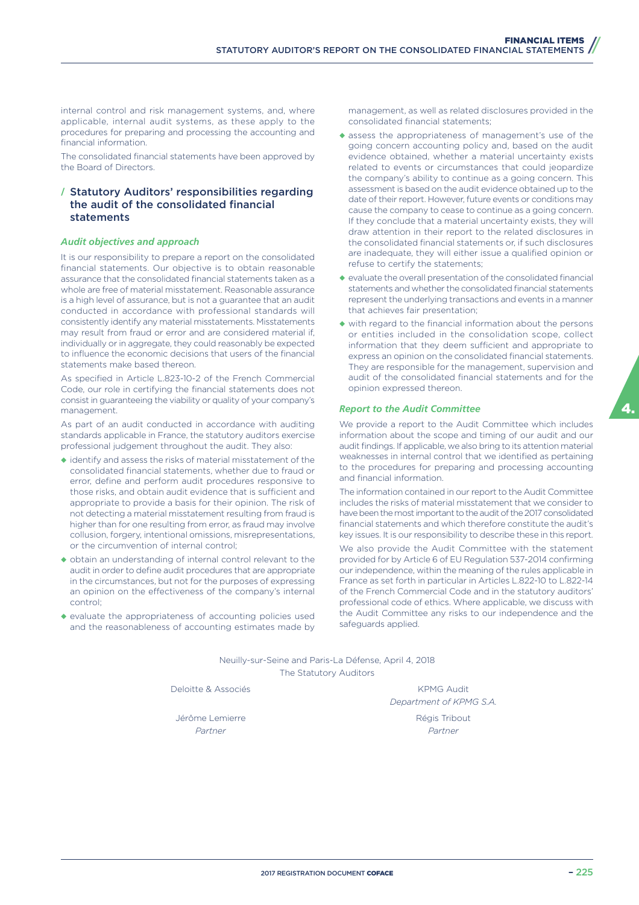internal control and risk management systems, and, where applicable, internal audit systems, as these apply to the procedures for preparing and processing the accounting and financial information.

The consolidated financial statements have been approved by the Board of Directors.

## / Statutory Auditors' responsibilities regarding the audit of the consolidated financial statements

### *Audit objectives and approach*

It is our responsibility to prepare a report on the consolidated financial statements. Our objective is to obtain reasonable assurance that the consolidated financial statements taken as a whole are free of material misstatement. Reasonable assurance is a high level of assurance, but is not a guarantee that an audit conducted in accordance with professional standards will consistently identify any material misstatements. Misstatements may result from fraud or error and are considered material if, individually or in aggregate, they could reasonably be expected to influence the economic decisions that users of the financial statements make based thereon.

As specified in Article L.823-10-2 of the French Commercial Code, our role in certifying the financial statements does not consist in guaranteeing the viability or quality of your company's management.

As part of an audit conducted in accordance with auditing standards applicable in France, the statutory auditors exercise professional judgement throughout the audit. They also:

- identify and assess the risks of material misstatement of the consolidated financial statements, whether due to fraud or error, define and perform audit procedures responsive to those risks, and obtain audit evidence that is sufficient and appropriate to provide a basis for their opinion. The risk of not detecting a material misstatement resulting from fraud is higher than for one resulting from error, as fraud may involve collusion, forgery, intentional omissions, misrepresentations, or the circumvention of internal control;
- obtain an understanding of internal control relevant to the audit in order to define audit procedures that are appropriate in the circumstances, but not for the purposes of expressing an opinion on the effectiveness of the company's internal control;
- evaluate the appropriateness of accounting policies used and the reasonableness of accounting estimates made by management, as well as related disclosures provided in the consolidated financial statements;
- assess the appropriateness of management's use of the going concern accounting policy and, based on the audit evidence obtained, whether a material uncertainty exists related to events or circumstances that could jeopardize the company's ability to continue as a going concern. This assessment is based on the audit evidence obtained up to the date of their report. However, future events or conditions may cause the company to cease to continue as a going concern. If they conclude that a material uncertainty exists, they will draw attention in their report to the related disclosures in the consolidated financial statements or, if such disclosures are inadequate, they will either issue a qualified opinion or refuse to certify the statements;
- evaluate the overall presentation of the consolidated financial statements and whether the consolidated financial statements represent the underlying transactions and events in a manner that achieves fair presentation;
- with regard to the financial information about the persons or entities included in the consolidation scope, collect information that they deem sufficient and appropriate to express an opinion on the consolidated financial statements. They are responsible for the management, supervision and audit of the consolidated financial statements and for the opinion expressed thereon.

### *Report to the Audit Committee*

We provide a report to the Audit Committee which includes information about the scope and timing of our audit and our audit findings. If applicable, we also bring to its attention material weaknesses in internal control that we identified as pertaining to the procedures for preparing and processing accounting and financial information.

The information contained in our report to the Audit Committee includes the risks of material misstatement that we consider to have been the most important to the audit of the 2017 consolidated financial statements and which therefore constitute the audit's key issues. It is our responsibility to describe these in this report.

We also provide the Audit Committee with the statement provided for by Article 6 of EU Regulation 537-2014 confirming our independence, within the meaning of the rules applicable in France as set forth in particular in Articles L.822-10 to L.822-14 of the French Commercial Code and in the statutory auditors' professional code of ethics. Where applicable, we discuss with the Audit Committee any risks to our independence and the safeguards applied.

Neuilly-sur-Seine and Paris-La Défense, April 4, 2018

The Statutory Auditors

| Deloitte & Associés | KPMG Audit<br>*Department of KPMG S.A.* |
|---|---|
| Jérôme Lemierre<br>*Partner* | Régis Tribout<br>*Partner* |